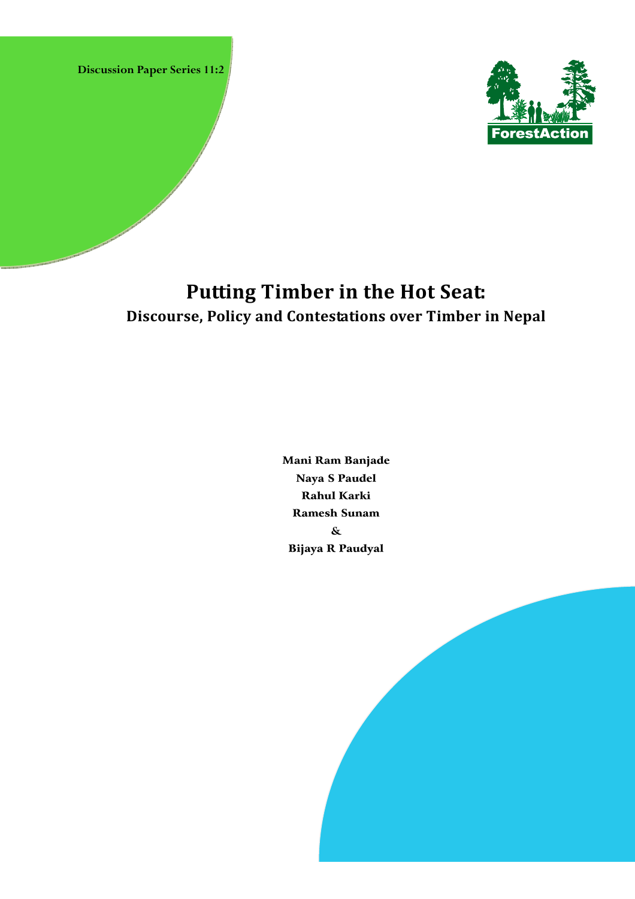**Discussion Paper Series 11:2**

ForestAction

# Putting Timber in the Hot Seat:

## Discourse, Policy and Contestations over Timber in Nepal

**Mani Ram Banjade**

**Naya S Paudel**

**Rahul Karki**

**Ramesh Sunam**

**&**

**Bijaya R Paudyal**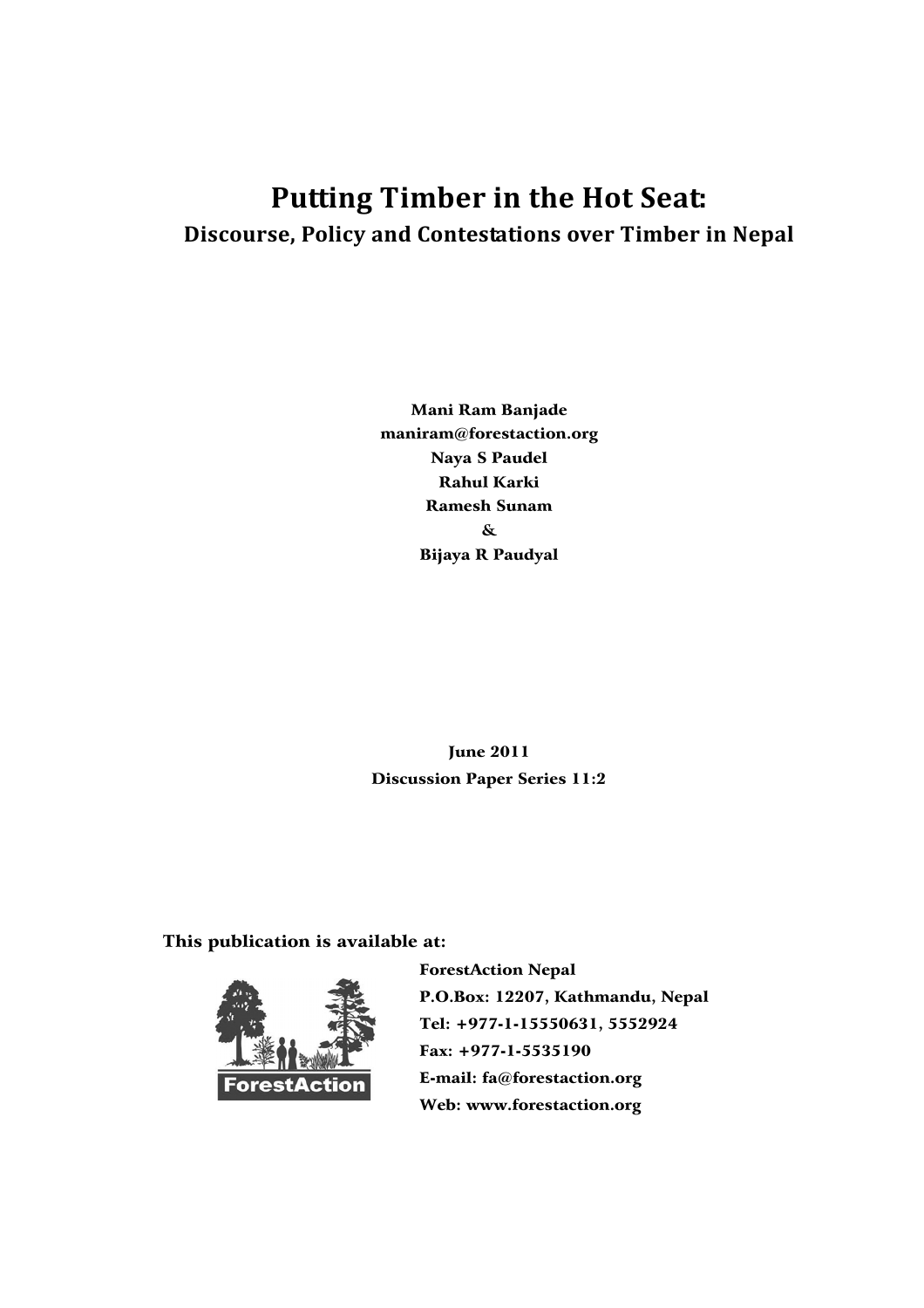# Putting Timber in the Hot Seat:

## Discourse, Policy and Contestations over Timber in Nepal

**Mani Ram Banjade**
**maniram@forestaction.org**
**Naya S Paudel**
**Rahul Karki**
**Ramesh Sunam**
**&**
**Bijaya R Paudyal**

**June 2011**
**Discussion Paper Series 11:2**

**This publication is available at:**

**ForestAction Nepal**
**P.O.Box: 12207, Kathmandu, Nepal**
**Tel: +977-1-15550631, 5552924**
**Fax: +977-1-5535190**
**E-mail: fa@forestaction.org**
**Web: www.forestaction.org**

ForestAction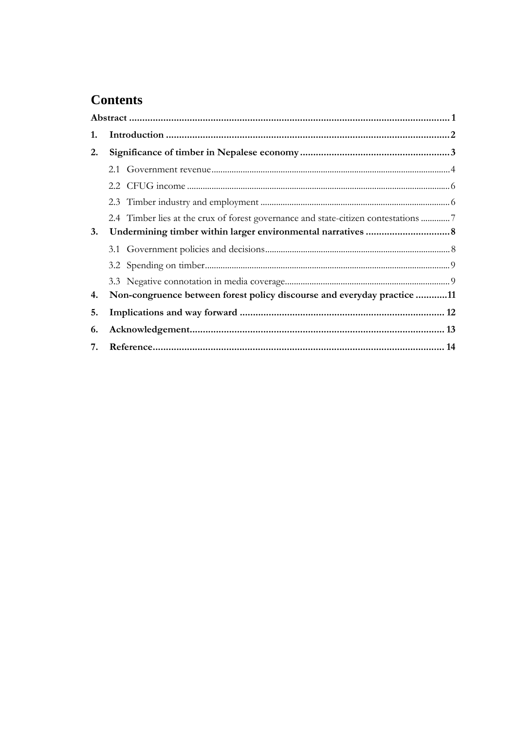# Contents

**Abstract** ........................................................................................................... 1

**1. Introduction** ..................................................................................................... 2

**2. Significance of timber in Nepalese economy** ..................................................... 3

2.1 Government revenue ........................................................................................ 4

2.2 CFUG income .................................................................................................. 6

2.3 Timber industry and employment ..................................................................... 6

2.4 Timber lies at the crux of forest governance and state-citizen contestations ............ 7

**3. Undermining timber within larger environmental narratives** .............................. 8

3.1 Government policies and decisions .................................................................... 8

3.2 Spending on timber .......................................................................................... 9

3.3 Negative connotation in media coverage ............................................................ 9

**4. Non-congruence between forest policy discourse and everyday practice** ............ 11

**5. Implications and way forward** ......................................................................... 12

**6. Acknowledgement** ........................................................................................... 13

**7. Reference** ....................................................................................................... 14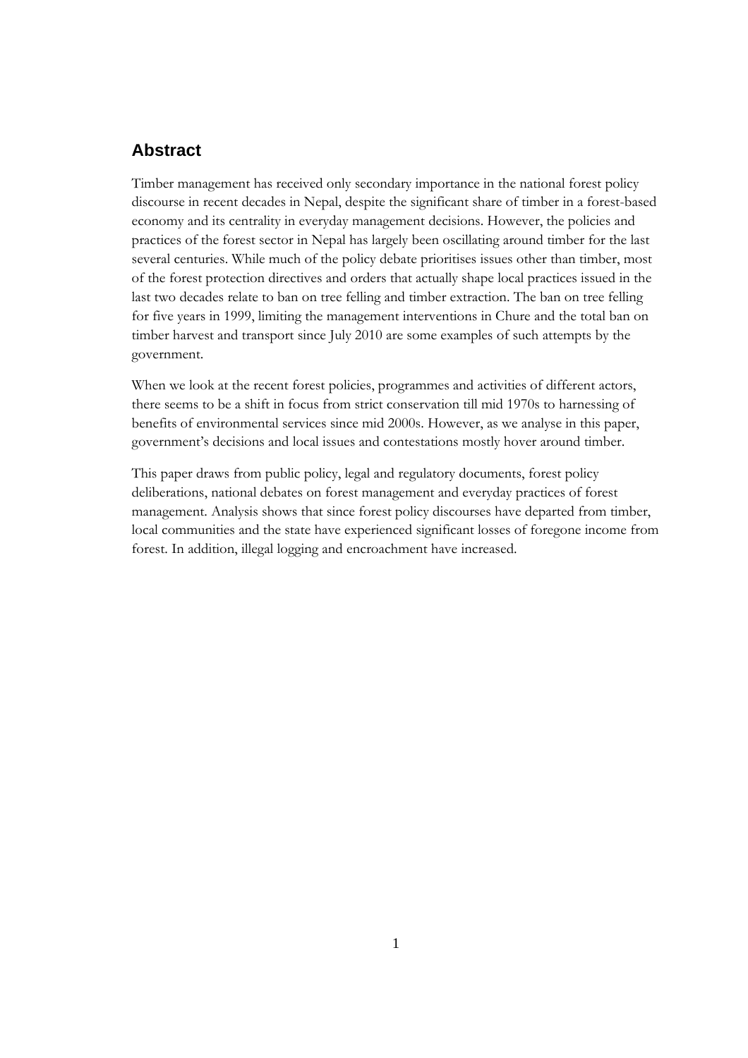## Abstract

Timber management has received only secondary importance in the national forest policy discourse in recent decades in Nepal, despite the significant share of timber in a forest-based economy and its centrality in everyday management decisions. However, the policies and practices of the forest sector in Nepal has largely been oscillating around timber for the last several centuries. While much of the policy debate prioritises issues other than timber, most of the forest protection directives and orders that actually shape local practices issued in the last two decades relate to ban on tree felling and timber extraction. The ban on tree felling for five years in 1999, limiting the management interventions in Chure and the total ban on timber harvest and transport since July 2010 are some examples of such attempts by the government.

When we look at the recent forest policies, programmes and activities of different actors, there seems to be a shift in focus from strict conservation till mid 1970s to harnessing of benefits of environmental services since mid 2000s. However, as we analyse in this paper, government's decisions and local issues and contestations mostly hover around timber.

This paper draws from public policy, legal and regulatory documents, forest policy deliberations, national debates on forest management and everyday practices of forest management. Analysis shows that since forest policy discourses have departed from timber, local communities and the state have experienced significant losses of foregone income from forest. In addition, illegal logging and encroachment have increased.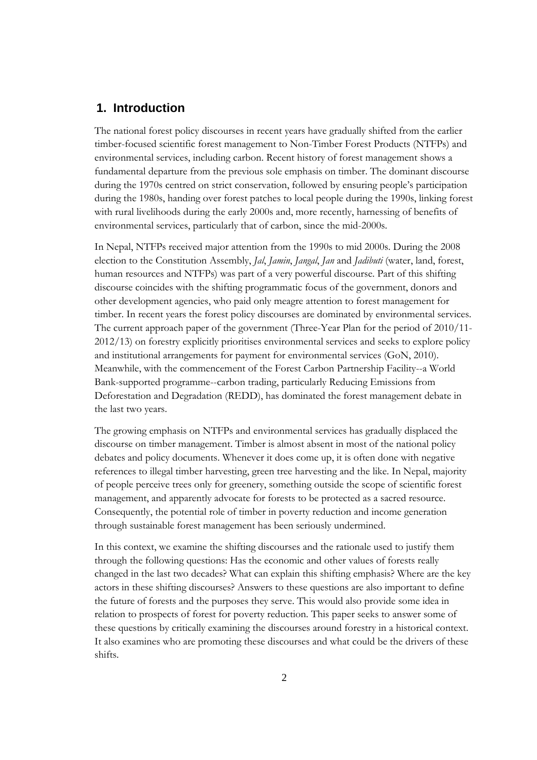## 1. Introduction

The national forest policy discourses in recent years have gradually shifted from the earlier timber-focused scientific forest management to Non-Timber Forest Products (NTFPs) and environmental services, including carbon. Recent history of forest management shows a fundamental departure from the previous sole emphasis on timber. The dominant discourse during the 1970s centred on strict conservation, followed by ensuring people's participation during the 1980s, handing over forest patches to local people during the 1990s, linking forest with rural livelihoods during the early 2000s and, more recently, harnessing of benefits of environmental services, particularly that of carbon, since the mid-2000s.

In Nepal, NTFPs received major attention from the 1990s to mid 2000s. During the 2008 election to the Constitution Assembly, *Jal*, *Jamin*, *Jangal*, *Jan* and *Jadibuti* (water, land, forest, human resources and NTFPs) was part of a very powerful discourse. Part of this shifting discourse coincides with the shifting programmatic focus of the government, donors and other development agencies, who paid only meagre attention to forest management for timber. In recent years the forest policy discourses are dominated by environmental services. The current approach paper of the government (Three-Year Plan for the period of 2010/11-2012/13) on forestry explicitly prioritises environmental services and seeks to explore policy and institutional arrangements for payment for environmental services (GoN, 2010). Meanwhile, with the commencement of the Forest Carbon Partnership Facility--a World Bank-supported programme--carbon trading, particularly Reducing Emissions from Deforestation and Degradation (REDD), has dominated the forest management debate in the last two years.

The growing emphasis on NTFPs and environmental services has gradually displaced the discourse on timber management. Timber is almost absent in most of the national policy debates and policy documents. Whenever it does come up, it is often done with negative references to illegal timber harvesting, green tree harvesting and the like. In Nepal, majority of people perceive trees only for greenery, something outside the scope of scientific forest management, and apparently advocate for forests to be protected as a sacred resource. Consequently, the potential role of timber in poverty reduction and income generation through sustainable forest management has been seriously undermined.

In this context, we examine the shifting discourses and the rationale used to justify them through the following questions: Has the economic and other values of forests really changed in the last two decades? What can explain this shifting emphasis? Where are the key actors in these shifting discourses? Answers to these questions are also important to define the future of forests and the purposes they serve. This would also provide some idea in relation to prospects of forest for poverty reduction. This paper seeks to answer some of these questions by critically examining the discourses around forestry in a historical context. It also examines who are promoting these discourses and what could be the drivers of these shifts.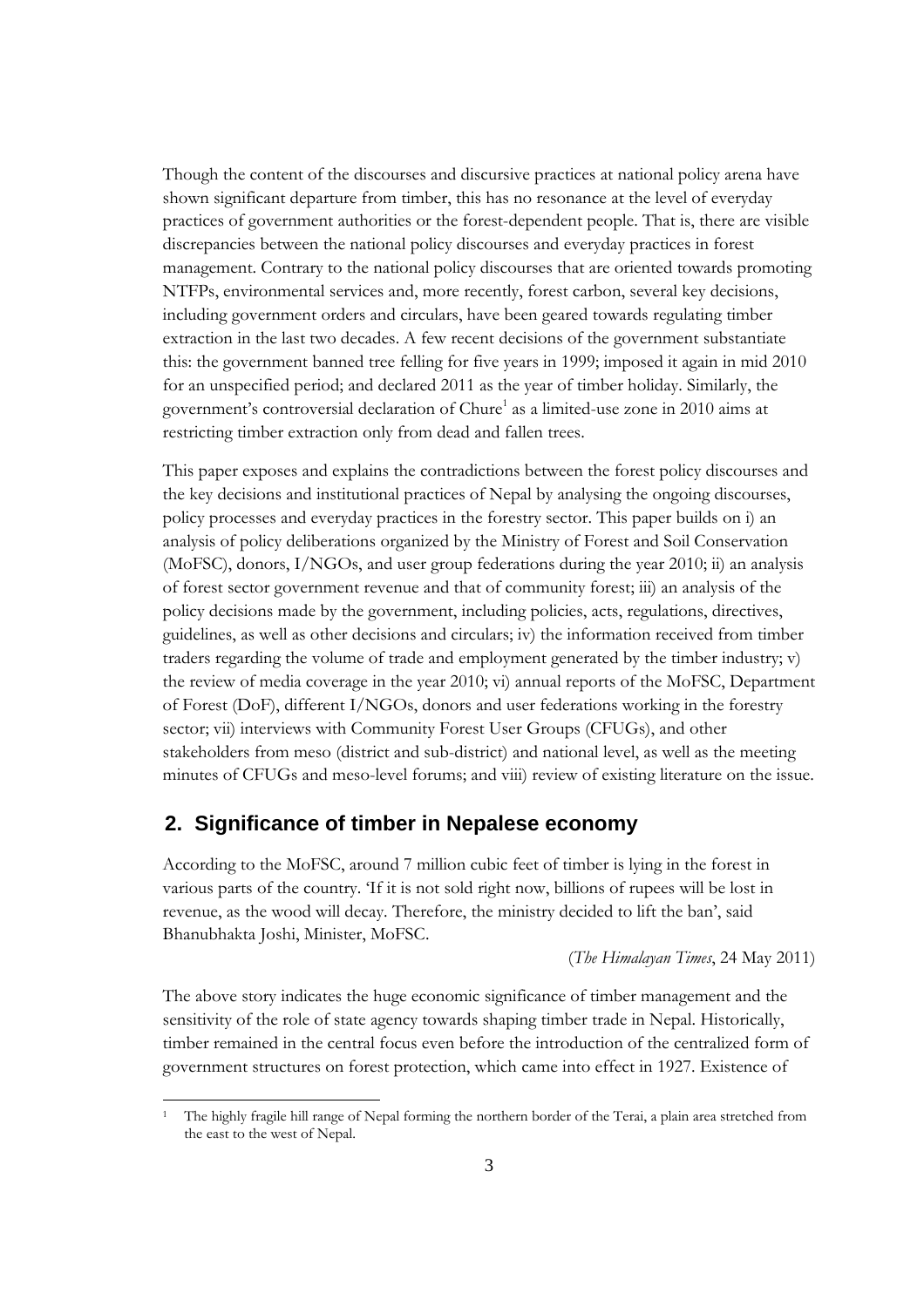Though the content of the discourses and discursive practices at national policy arena have shown significant departure from timber, this has no resonance at the level of everyday practices of government authorities or the forest-dependent people. That is, there are visible discrepancies between the national policy discourses and everyday practices in forest management. Contrary to the national policy discourses that are oriented towards promoting NTFPs, environmental services and, more recently, forest carbon, several key decisions, including government orders and circulars, have been geared towards regulating timber extraction in the last two decades. A few recent decisions of the government substantiate this: the government banned tree felling for five years in 1999; imposed it again in mid 2010 for an unspecified period; and declared 2011 as the year of timber holiday. Similarly, the government's controversial declaration of Chure[1] as a limited-use zone in 2010 aims at restricting timber extraction only from dead and fallen trees.

This paper exposes and explains the contradictions between the forest policy discourses and the key decisions and institutional practices of Nepal by analysing the ongoing discourses, policy processes and everyday practices in the forestry sector. This paper builds on i) an analysis of policy deliberations organized by the Ministry of Forest and Soil Conservation (MoFSC), donors, I/NGOs, and user group federations during the year 2010; ii) an analysis of forest sector government revenue and that of community forest; iii) an analysis of the policy decisions made by the government, including policies, acts, regulations, directives, guidelines, as well as other decisions and circulars; iv) the information received from timber traders regarding the volume of trade and employment generated by the timber industry; v) the review of media coverage in the year 2010; vi) annual reports of the MoFSC, Department of Forest (DoF), different I/NGOs, donors and user federations working in the forestry sector; vii) interviews with Community Forest User Groups (CFUGs), and other stakeholders from meso (district and sub-district) and national level, as well as the meeting minutes of CFUGs and meso-level forums; and viii) review of existing literature on the issue.

## 2. Significance of timber in Nepalese economy

According to the MoFSC, around 7 million cubic feet of timber is lying in the forest in various parts of the country. 'If it is not sold right now, billions of rupees will be lost in revenue, as the wood will decay. Therefore, the ministry decided to lift the ban', said Bhanubhakta Joshi, Minister, MoFSC.

(*The Himalayan Times*, 24 May 2011)

The above story indicates the huge economic significance of timber management and the sensitivity of the role of state agency towards shaping timber trade in Nepal. Historically, timber remained in the central focus even before the introduction of the centralized form of government structures on forest protection, which came into effect in 1927. Existence of

[1] The highly fragile hill range of Nepal forming the northern border of the Terai, a plain area stretched from the east to the west of Nepal.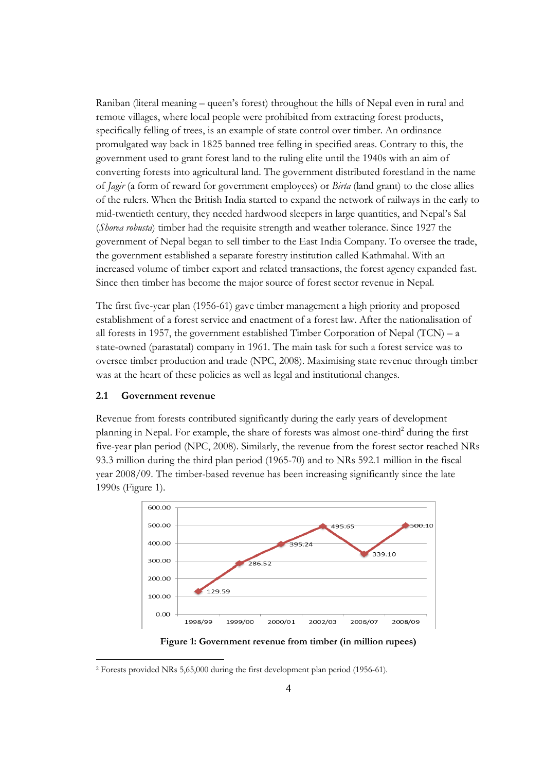Raniban (literal meaning – queen's forest) throughout the hills of Nepal even in rural and remote villages, where local people were prohibited from extracting forest products, specifically felling of trees, is an example of state control over timber. An ordinance promulgated way back in 1825 banned tree felling in specified areas. Contrary to this, the government used to grant forest land to the ruling elite until the 1940s with an aim of converting forests into agricultural land. The government distributed forestland in the name of *Jagir* (a form of reward for government employees) or *Birta* (land grant) to the close allies of the rulers. When the British India started to expand the network of railways in the early to mid-twentieth century, they needed hardwood sleepers in large quantities, and Nepal's Sal (*Shorea robusta*) timber had the requisite strength and weather tolerance. Since 1927 the government of Nepal began to sell timber to the East India Company. To oversee the trade, the government established a separate forestry institution called Kathmahal. With an increased volume of timber export and related transactions, the forest agency expanded fast. Since then timber has become the major source of forest sector revenue in Nepal.

The first five-year plan (1956-61) gave timber management a high priority and proposed establishment of a forest service and enactment of a forest law. After the nationalisation of all forests in 1957, the government established Timber Corporation of Nepal (TCN) – a state-owned (parastatal) company in 1961. The main task for such a forest service was to oversee timber production and trade (NPC, 2008). Maximising state revenue through timber was at the heart of these policies as well as legal and institutional changes.

## 2.1 Government revenue

Revenue from forests contributed significantly during the early years of development planning in Nepal. For example, the share of forests was almost one-third[2] during the first five-year plan period (NPC, 2008). Similarly, the revenue from the forest sector reached NRs 93.3 million during the third plan period (1965-70) and to NRs 592.1 million in the fiscal year 2008/09. The timber-based revenue has been increasing significantly since the late 1990s (Figure 1).

| Year | Revenue (million rupees) |
|---|---|
| 1998/99 | 129.59 |
| 1999/00 | 286.52 |
| 2000/01 | 395.24 |
| 2002/03 | 495.65 |
| 2006/07 | 339.10 |
| 2008/09 | 500.10 |

**Figure 1: Government revenue from timber (in million rupees)**

[2] Forests provided NRs 5,65,000 during the first development plan period (1956-61).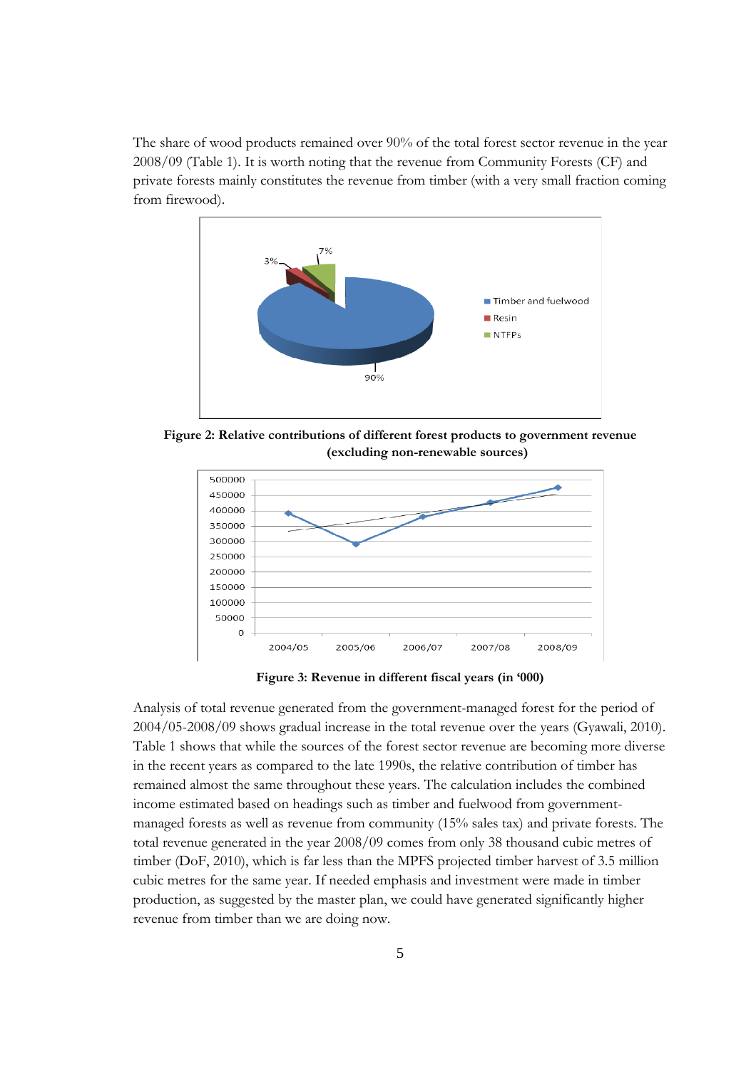The share of wood products remained over 90% of the total forest sector revenue in the year 2008/09 (Table 1). It is worth noting that the revenue from Community Forests (CF) and private forests mainly constitutes the revenue from timber (with a very small fraction coming from firewood).

**Figure 2: Relative contributions of different forest products to government revenue (excluding non-renewable sources)**

**Figure 3: Revenue in different fiscal years (in '000)**

Analysis of total revenue generated from the government-managed forest for the period of 2004/05-2008/09 shows gradual increase in the total revenue over the years (Gyawali, 2010). Table 1 shows that while the sources of the forest sector revenue are becoming more diverse in the recent years as compared to the late 1990s, the relative contribution of timber has remained almost the same throughout these years. The calculation includes the combined income estimated based on headings such as timber and fuelwood from government-managed forests as well as revenue from community (15% sales tax) and private forests. The total revenue generated in the year 2008/09 comes from only 38 thousand cubic metres of timber (DoF, 2010), which is far less than the MPFS projected timber harvest of 3.5 million cubic metres for the same year. If needed emphasis and investment were made in timber production, as suggested by the master plan, we could have generated significantly higher revenue from timber than we are doing now.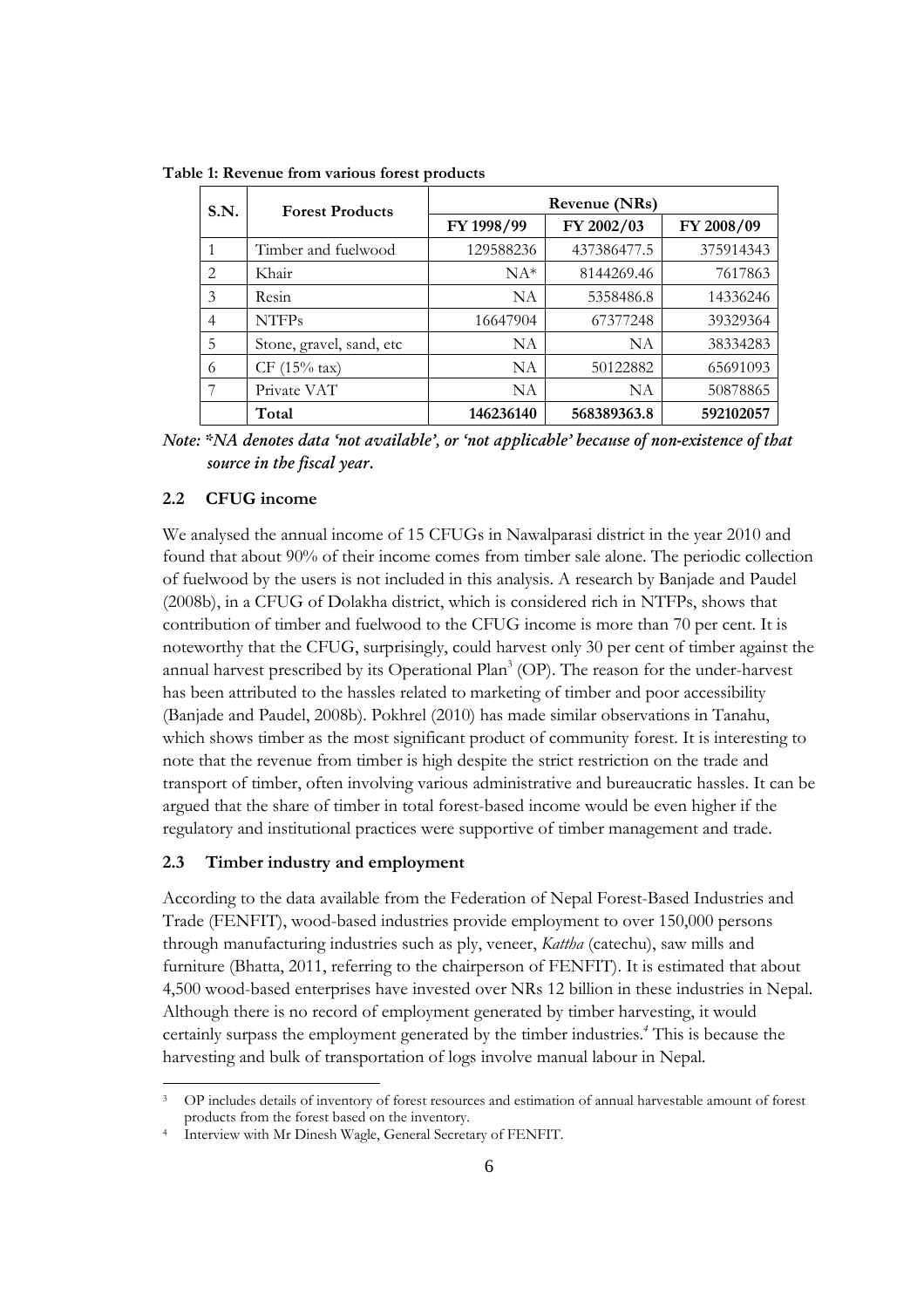**Table 1: Revenue from various forest products**

| S.N. | Forest Products | Revenue (NRs) | | |
|---|---|---|---|---|
| | | FY 1998/99 | FY 2002/03 | FY 2008/09 |
| 1 | Timber and fuelwood | 129588236 | 437386477.5 | 375914343 |
| 2 | Khair | NA* | 8144269.46 | 7617863 |
| 3 | Resin | NA | 5358486.8 | 14336246 |
| 4 | NTFPs | 16647904 | 67377248 | 39329364 |
| 5 | Stone, gravel, sand, etc | NA | NA | 38334283 |
| 6 | CF (15% tax) | NA | 50122882 | 65691093 |
| 7 | Private VAT | NA | NA | 50878865 |
| | **Total** | **146236140** | **568389363.8** | **592102057** |

*Note: *NA denotes data 'not available', or 'not applicable' because of non-existence of that source in the fiscal year.*

### 2.2 CFUG income

We analysed the annual income of 15 CFUGs in Nawalparasi district in the year 2010 and found that about 90% of their income comes from timber sale alone. The periodic collection of fuelwood by the users is not included in this analysis. A research by Banjade and Paudel (2008b), in a CFUG of Dolakha district, which is considered rich in NTFPs, shows that contribution of timber and fuelwood to the CFUG income is more than 70 per cent. It is noteworthy that the CFUG, surprisingly, could harvest only 30 per cent of timber against the annual harvest prescribed by its Operational Plan[3] (OP). The reason for the under-harvest has been attributed to the hassles related to marketing of timber and poor accessibility (Banjade and Paudel, 2008b). Pokhrel (2010) has made similar observations in Tanahu, which shows timber as the most significant product of community forest. It is interesting to note that the revenue from timber is high despite the strict restriction on the trade and transport of timber, often involving various administrative and bureaucratic hassles. It can be argued that the share of timber in total forest-based income would be even higher if the regulatory and institutional practices were supportive of timber management and trade.

### 2.3 Timber industry and employment

According to the data available from the Federation of Nepal Forest-Based Industries and Trade (FENFIT), wood-based industries provide employment to over 150,000 persons through manufacturing industries such as ply, veneer, *Kattha* (catechu), saw mills and furniture (Bhatta, 2011, referring to the chairperson of FENFIT). It is estimated that about 4,500 wood-based enterprises have invested over NRs 12 billion in these industries in Nepal. Although there is no record of employment generated by timber harvesting, it would certainly surpass the employment generated by the timber industries.[4] This is because the harvesting and bulk of transportation of logs involve manual labour in Nepal.

[3] OP includes details of inventory of forest resources and estimation of annual harvestable amount of forest products from the forest based on the inventory.

[4] Interview with Mr Dinesh Wagle, General Secretary of FENFIT.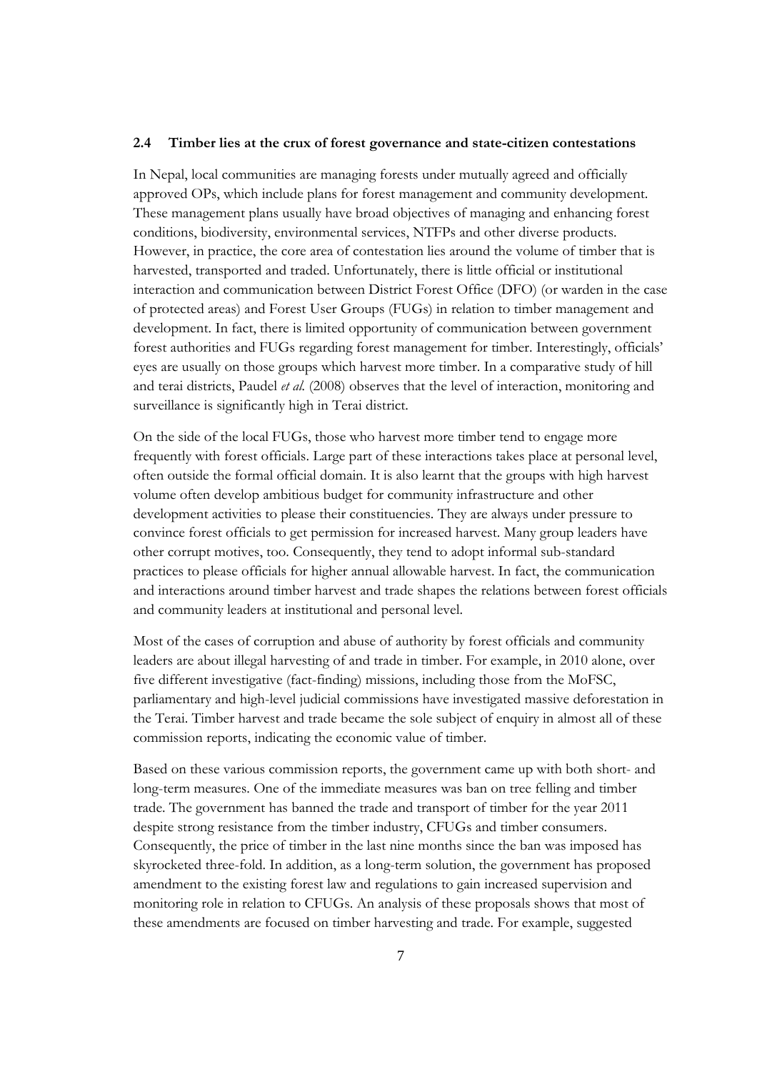### 2.4 Timber lies at the crux of forest governance and state-citizen contestations

In Nepal, local communities are managing forests under mutually agreed and officially approved OPs, which include plans for forest management and community development. These management plans usually have broad objectives of managing and enhancing forest conditions, biodiversity, environmental services, NTFPs and other diverse products. However, in practice, the core area of contestation lies around the volume of timber that is harvested, transported and traded. Unfortunately, there is little official or institutional interaction and communication between District Forest Office (DFO) (or warden in the case of protected areas) and Forest User Groups (FUGs) in relation to timber management and development. In fact, there is limited opportunity of communication between government forest authorities and FUGs regarding forest management for timber. Interestingly, officials' eyes are usually on those groups which harvest more timber. In a comparative study of hill and terai districts, Paudel *et al.* (2008) observes that the level of interaction, monitoring and surveillance is significantly high in Terai district.

On the side of the local FUGs, those who harvest more timber tend to engage more frequently with forest officials. Large part of these interactions takes place at personal level, often outside the formal official domain. It is also learnt that the groups with high harvest volume often develop ambitious budget for community infrastructure and other development activities to please their constituencies. They are always under pressure to convince forest officials to get permission for increased harvest. Many group leaders have other corrupt motives, too. Consequently, they tend to adopt informal sub-standard practices to please officials for higher annual allowable harvest. In fact, the communication and interactions around timber harvest and trade shapes the relations between forest officials and community leaders at institutional and personal level.

Most of the cases of corruption and abuse of authority by forest officials and community leaders are about illegal harvesting of and trade in timber. For example, in 2010 alone, over five different investigative (fact-finding) missions, including those from the MoFSC, parliamentary and high-level judicial commissions have investigated massive deforestation in the Terai. Timber harvest and trade became the sole subject of enquiry in almost all of these commission reports, indicating the economic value of timber.

Based on these various commission reports, the government came up with both short- and long-term measures. One of the immediate measures was ban on tree felling and timber trade. The government has banned the trade and transport of timber for the year 2011 despite strong resistance from the timber industry, CFUGs and timber consumers. Consequently, the price of timber in the last nine months since the ban was imposed has skyrocketed three-fold. In addition, as a long-term solution, the government has proposed amendment to the existing forest law and regulations to gain increased supervision and monitoring role in relation to CFUGs. An analysis of these proposals shows that most of these amendments are focused on timber harvesting and trade. For example, suggested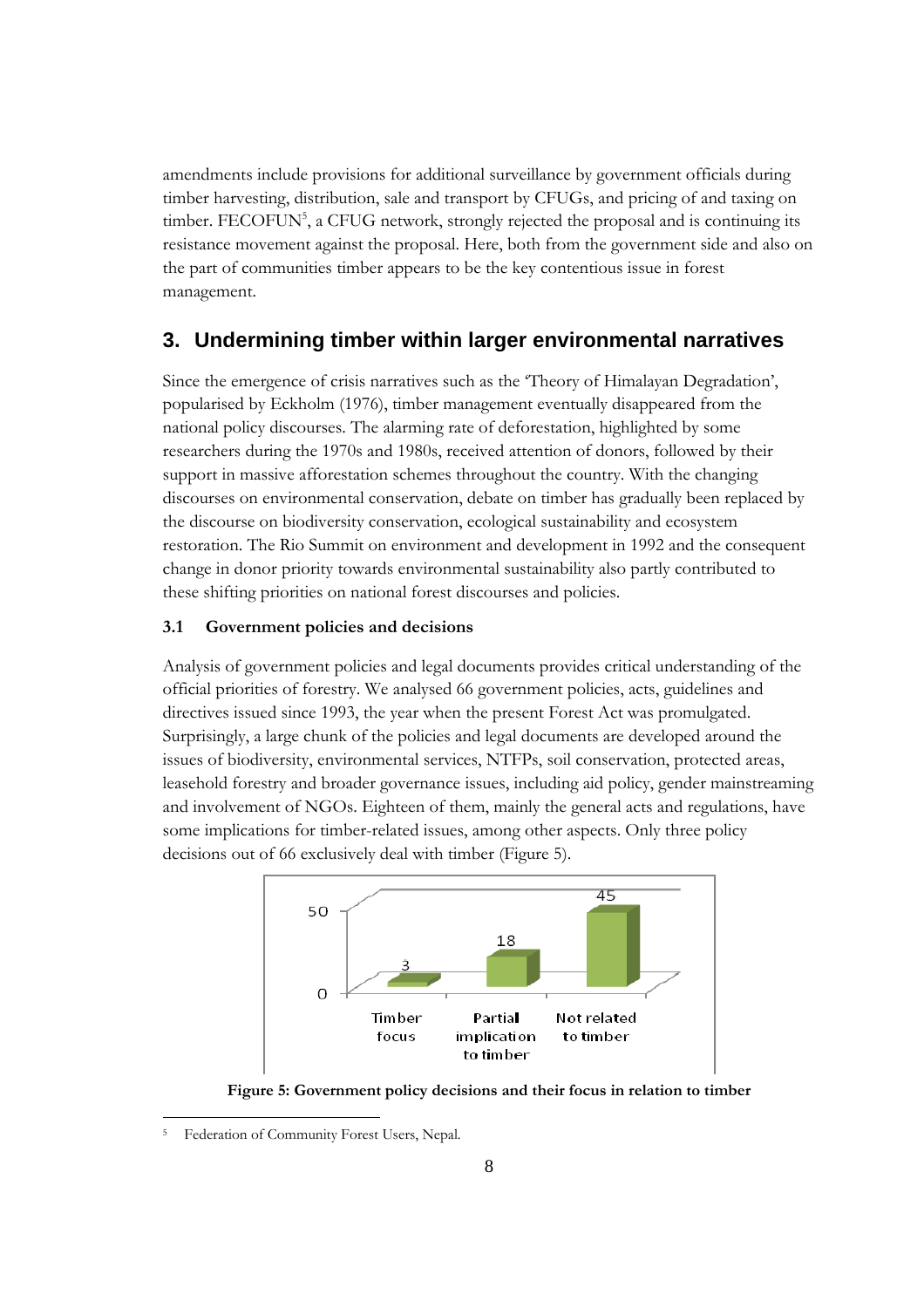amendments include provisions for additional surveillance by government officials during timber harvesting, distribution, sale and transport by CFUGs, and pricing of and taxing on timber. FECOFUN[5], a CFUG network, strongly rejected the proposal and is continuing its resistance movement against the proposal. Here, both from the government side and also on the part of communities timber appears to be the key contentious issue in forest management.

## 3. Undermining timber within larger environmental narratives

Since the emergence of crisis narratives such as the 'Theory of Himalayan Degradation', popularised by Eckholm (1976), timber management eventually disappeared from the national policy discourses. The alarming rate of deforestation, highlighted by some researchers during the 1970s and 1980s, received attention of donors, followed by their support in massive afforestation schemes throughout the country. With the changing discourses on environmental conservation, debate on timber has gradually been replaced by the discourse on biodiversity conservation, ecological sustainability and ecosystem restoration. The Rio Summit on environment and development in 1992 and the consequent change in donor priority towards environmental sustainability also partly contributed to these shifting priorities on national forest discourses and policies.

### 3.1 Government policies and decisions

Analysis of government policies and legal documents provides critical understanding of the official priorities of forestry. We analysed 66 government policies, acts, guidelines and directives issued since 1993, the year when the present Forest Act was promulgated. Surprisingly, a large chunk of the policies and legal documents are developed around the issues of biodiversity, environmental services, NTFPs, soil conservation, protected areas, leasehold forestry and broader governance issues, including aid policy, gender mainstreaming and involvement of NGOs. Eighteen of them, mainly the general acts and regulations, have some implications for timber-related issues, among other aspects. Only three policy decisions out of 66 exclusively deal with timber (Figure 5).

| Category | Number |
|---|---|
| Timber focus | 3 |
| Partial implication to timber | 18 |
| Not related to timber | 45 |

**Figure 5: Government policy decisions and their focus in relation to timber**

[5] Federation of Community Forest Users, Nepal.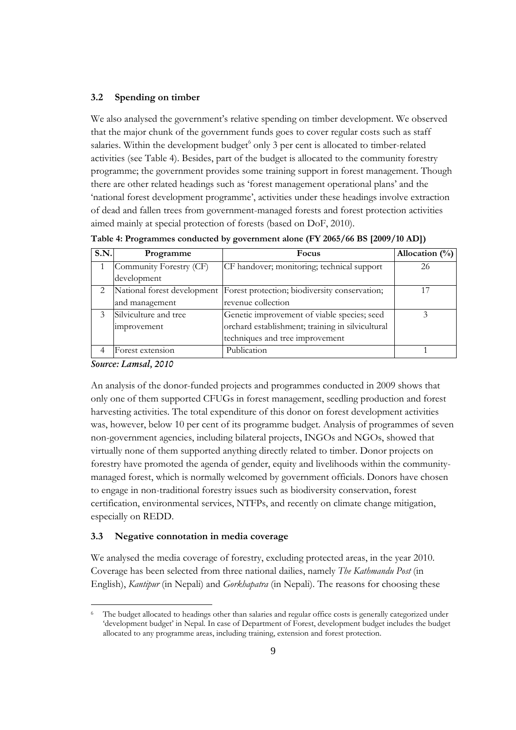### 3.2 Spending on timber

We also analysed the government's relative spending on timber development. We observed that the major chunk of the government funds goes to cover regular costs such as staff salaries. Within the development budget[6] only 3 per cent is allocated to timber-related activities (see Table 4). Besides, part of the budget is allocated to the community forestry programme; the government provides some training support in forest management. Though there are other related headings such as 'forest management operational plans' and the 'national forest development programme', activities under these headings involve extraction of dead and fallen trees from government-managed forests and forest protection activities aimed mainly at special protection of forests (based on DoF, 2010).

**Table 4: Programmes conducted by government alone (FY 2065/66 BS [2009/10 AD])**

| S.N. | Programme | Focus | Allocation (%) |
|---|---|---|---|
| 1 | Community Forestry (CF) development | CF handover; monitoring; technical support | 26 |
| 2 | National forest development and management | Forest protection; biodiversity conservation; revenue collection | 17 |
| 3 | Silviculture and tree improvement | Genetic improvement of viable species; seed orchard establishment; training in silvicultural techniques and tree improvement | 3 |
| 4 | Forest extension | Publication | 1 |

*Source: Lamsal, 2010*

An analysis of the donor-funded projects and programmes conducted in 2009 shows that only one of them supported CFUGs in forest management, seedling production and forest harvesting activities. The total expenditure of this donor on forest development activities was, however, below 10 per cent of its programme budget. Analysis of programmes of seven non-government agencies, including bilateral projects, INGOs and NGOs, showed that virtually none of them supported anything directly related to timber. Donor projects on forestry have promoted the agenda of gender, equity and livelihoods within the community-managed forest, which is normally welcomed by government officials. Donors have chosen to engage in non-traditional forestry issues such as biodiversity conservation, forest certification, environmental services, NTFPs, and recently on climate change mitigation, especially on REDD.

### 3.3 Negative connotation in media coverage

We analysed the media coverage of forestry, excluding protected areas, in the year 2010. Coverage has been selected from three national dailies, namely *The Kathmandu Post* (in English), *Kantipur* (in Nepali) and *Gorkhapatra* (in Nepali). The reasons for choosing these

[6] The budget allocated to headings other than salaries and regular office costs is generally categorized under 'development budget' in Nepal. In case of Department of Forest, development budget includes the budget allocated to any programme areas, including training, extension and forest protection.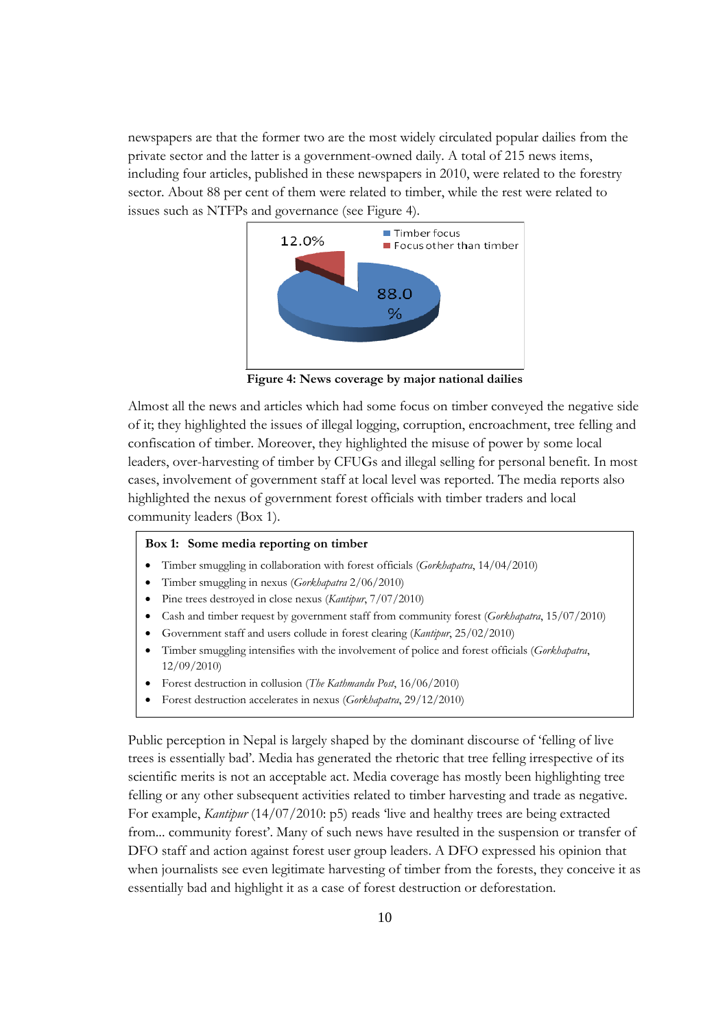newspapers are that the former two are the most widely circulated popular dailies from the private sector and the latter is a government-owned daily. A total of 215 news items, including four articles, published in these newspapers in 2010, were related to the forestry sector. About 88 per cent of them were related to timber, while the rest were related to issues such as NTFPs and governance (see Figure 4).

**Figure 4: News coverage by major national dailies**

Almost all the news and articles which had some focus on timber conveyed the negative side of it; they highlighted the issues of illegal logging, corruption, encroachment, tree felling and confiscation of timber. Moreover, they highlighted the misuse of power by some local leaders, over-harvesting of timber by CFUGs and illegal selling for personal benefit. In most cases, involvement of government staff at local level was reported. The media reports also highlighted the nexus of government forest officials with timber traders and local community leaders (Box 1).

**Box 1: Some media reporting on timber**

- Timber smuggling in collaboration with forest officials (*Gorkhapatra*, 14/04/2010)
- Timber smuggling in nexus (*Gorkhapatra* 2/06/2010)
- Pine trees destroyed in close nexus (*Kantipur*, 7/07/2010)
- Cash and timber request by government staff from community forest (*Gorkhapatra*, 15/07/2010)
- Government staff and users collude in forest clearing (*Kantipur*, 25/02/2010)
- Timber smuggling intensifies with the involvement of police and forest officials (*Gorkhapatra*, 12/09/2010)
- Forest destruction in collusion (*The Kathmandu Post*, 16/06/2010)
- Forest destruction accelerates in nexus (*Gorkhapatra*, 29/12/2010)

Public perception in Nepal is largely shaped by the dominant discourse of 'felling of live trees is essentially bad'. Media has generated the rhetoric that tree felling irrespective of its scientific merits is not an acceptable act. Media coverage has mostly been highlighting tree felling or any other subsequent activities related to timber harvesting and trade as negative. For example, *Kantipur* (14/07/2010: p5) reads 'live and healthy trees are being extracted from... community forest'. Many of such news have resulted in the suspension or transfer of DFO staff and action against forest user group leaders. A DFO expressed his opinion that when journalists see even legitimate harvesting of timber from the forests, they conceive it as essentially bad and highlight it as a case of forest destruction or deforestation.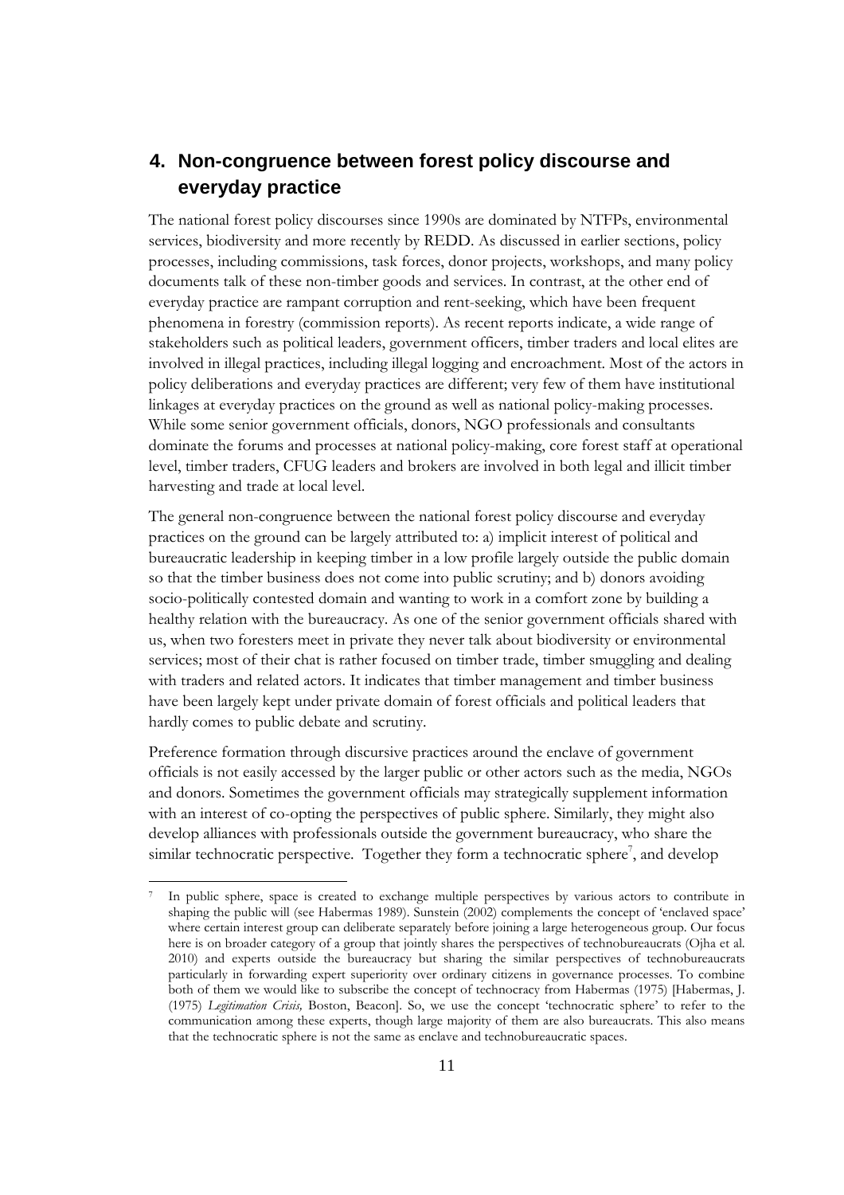## 4. Non-congruence between forest policy discourse and everyday practice

The national forest policy discourses since 1990s are dominated by NTFPs, environmental services, biodiversity and more recently by REDD. As discussed in earlier sections, policy processes, including commissions, task forces, donor projects, workshops, and many policy documents talk of these non-timber goods and services. In contrast, at the other end of everyday practice are rampant corruption and rent-seeking, which have been frequent phenomena in forestry (commission reports). As recent reports indicate, a wide range of stakeholders such as political leaders, government officers, timber traders and local elites are involved in illegal practices, including illegal logging and encroachment. Most of the actors in policy deliberations and everyday practices are different; very few of them have institutional linkages at everyday practices on the ground as well as national policy-making processes. While some senior government officials, donors, NGO professionals and consultants dominate the forums and processes at national policy-making, core forest staff at operational level, timber traders, CFUG leaders and brokers are involved in both legal and illicit timber harvesting and trade at local level.

The general non-congruence between the national forest policy discourse and everyday practices on the ground can be largely attributed to: a) implicit interest of political and bureaucratic leadership in keeping timber in a low profile largely outside the public domain so that the timber business does not come into public scrutiny; and b) donors avoiding socio-politically contested domain and wanting to work in a comfort zone by building a healthy relation with the bureaucracy. As one of the senior government officials shared with us, when two foresters meet in private they never talk about biodiversity or environmental services; most of their chat is rather focused on timber trade, timber smuggling and dealing with traders and related actors. It indicates that timber management and timber business have been largely kept under private domain of forest officials and political leaders that hardly comes to public debate and scrutiny.

Preference formation through discursive practices around the enclave of government officials is not easily accessed by the larger public or other actors such as the media, NGOs and donors. Sometimes the government officials may strategically supplement information with an interest of co-opting the perspectives of public sphere. Similarly, they might also develop alliances with professionals outside the government bureaucracy, who share the similar technocratic perspective. Together they form a technocratic sphere[7], and develop

---

[7] In public sphere, space is created to exchange multiple perspectives by various actors to contribute in shaping the public will (see Habermas 1989). Sunstein (2002) complements the concept of 'enclaved space' where certain interest group can deliberate separately before joining a large heterogeneous group. Our focus here is on broader category of a group that jointly shares the perspectives of technobureaucrats (Ojha et al. 2010) and experts outside the bureaucracy but sharing the similar perspectives of technobureaucrats particularly in forwarding expert superiority over ordinary citizens in governance processes. To combine both of them we would like to subscribe the concept of technocracy from Habermas (1975) [Habermas, J. (1975) *Legitimation Crisis,* Boston, Beacon]. So, we use the concept 'technocratic sphere' to refer to the communication among these experts, though large majority of them are also bureaucrats. This also means that the technocratic sphere is not the same as enclave and technobureaucratic spaces.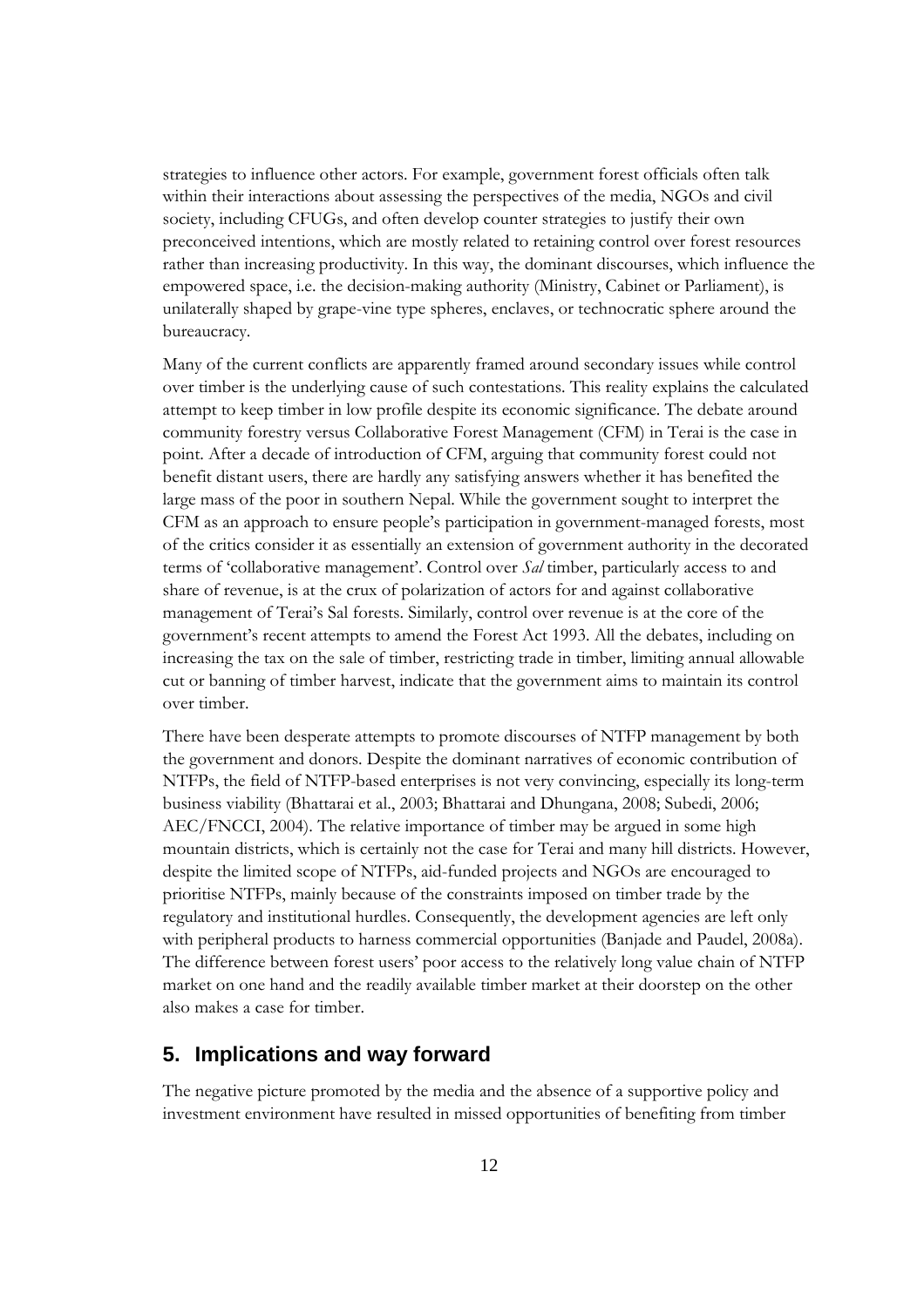strategies to influence other actors. For example, government forest officials often talk within their interactions about assessing the perspectives of the media, NGOs and civil society, including CFUGs, and often develop counter strategies to justify their own preconceived intentions, which are mostly related to retaining control over forest resources rather than increasing productivity. In this way, the dominant discourses, which influence the empowered space, i.e. the decision-making authority (Ministry, Cabinet or Parliament), is unilaterally shaped by grape-vine type spheres, enclaves, or technocratic sphere around the bureaucracy.

Many of the current conflicts are apparently framed around secondary issues while control over timber is the underlying cause of such contestations. This reality explains the calculated attempt to keep timber in low profile despite its economic significance. The debate around community forestry versus Collaborative Forest Management (CFM) in Terai is the case in point. After a decade of introduction of CFM, arguing that community forest could not benefit distant users, there are hardly any satisfying answers whether it has benefited the large mass of the poor in southern Nepal. While the government sought to interpret the CFM as an approach to ensure people's participation in government-managed forests, most of the critics consider it as essentially an extension of government authority in the decorated terms of 'collaborative management'. Control over *Sal* timber, particularly access to and share of revenue, is at the crux of polarization of actors for and against collaborative management of Terai's Sal forests. Similarly, control over revenue is at the core of the government's recent attempts to amend the Forest Act 1993. All the debates, including on increasing the tax on the sale of timber, restricting trade in timber, limiting annual allowable cut or banning of timber harvest, indicate that the government aims to maintain its control over timber.

There have been desperate attempts to promote discourses of NTFP management by both the government and donors. Despite the dominant narratives of economic contribution of NTFPs, the field of NTFP-based enterprises is not very convincing, especially its long-term business viability (Bhattarai et al., 2003; Bhattarai and Dhungana, 2008; Subedi, 2006; AEC/FNCCI, 2004). The relative importance of timber may be argued in some high mountain districts, which is certainly not the case for Terai and many hill districts. However, despite the limited scope of NTFPs, aid-funded projects and NGOs are encouraged to prioritise NTFPs, mainly because of the constraints imposed on timber trade by the regulatory and institutional hurdles. Consequently, the development agencies are left only with peripheral products to harness commercial opportunities (Banjade and Paudel, 2008a). The difference between forest users' poor access to the relatively long value chain of NTFP market on one hand and the readily available timber market at their doorstep on the other also makes a case for timber.

## 5. Implications and way forward

The negative picture promoted by the media and the absence of a supportive policy and investment environment have resulted in missed opportunities of benefiting from timber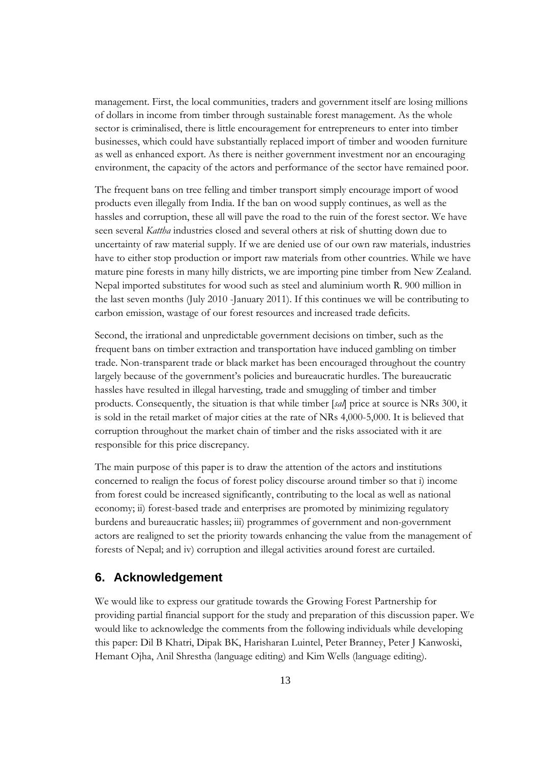management. First, the local communities, traders and government itself are losing millions of dollars in income from timber through sustainable forest management. As the whole sector is criminalised, there is little encouragement for entrepreneurs to enter into timber businesses, which could have substantially replaced import of timber and wooden furniture as well as enhanced export. As there is neither government investment nor an encouraging environment, the capacity of the actors and performance of the sector have remained poor.

The frequent bans on tree felling and timber transport simply encourage import of wood products even illegally from India. If the ban on wood supply continues, as well as the hassles and corruption, these all will pave the road to the ruin of the forest sector. We have seen several *Kattha* industries closed and several others at risk of shutting down due to uncertainty of raw material supply. If we are denied use of our own raw materials, industries have to either stop production or import raw materials from other countries. While we have mature pine forests in many hilly districts, we are importing pine timber from New Zealand. Nepal imported substitutes for wood such as steel and aluminium worth R. 900 million in the last seven months (July 2010 -January 2011). If this continues we will be contributing to carbon emission, wastage of our forest resources and increased trade deficits.

Second, the irrational and unpredictable government decisions on timber, such as the frequent bans on timber extraction and transportation have induced gambling on timber trade. Non-transparent trade or black market has been encouraged throughout the country largely because of the government's policies and bureaucratic hurdles. The bureaucratic hassles have resulted in illegal harvesting, trade and smuggling of timber and timber products. Consequently, the situation is that while timber [*sal*] price at source is NRs 300, it is sold in the retail market of major cities at the rate of NRs 4,000-5,000. It is believed that corruption throughout the market chain of timber and the risks associated with it are responsible for this price discrepancy.

The main purpose of this paper is to draw the attention of the actors and institutions concerned to realign the focus of forest policy discourse around timber so that i) income from forest could be increased significantly, contributing to the local as well as national economy; ii) forest-based trade and enterprises are promoted by minimizing regulatory burdens and bureaucratic hassles; iii) programmes of government and non-government actors are realigned to set the priority towards enhancing the value from the management of forests of Nepal; and iv) corruption and illegal activities around forest are curtailed.

## 6. Acknowledgement

We would like to express our gratitude towards the Growing Forest Partnership for providing partial financial support for the study and preparation of this discussion paper. We would like to acknowledge the comments from the following individuals while developing this paper: Dil B Khatri, Dipak BK, Harisharan Luintel, Peter Branney, Peter J Kanwoski, Hemant Ojha, Anil Shrestha (language editing) and Kim Wells (language editing).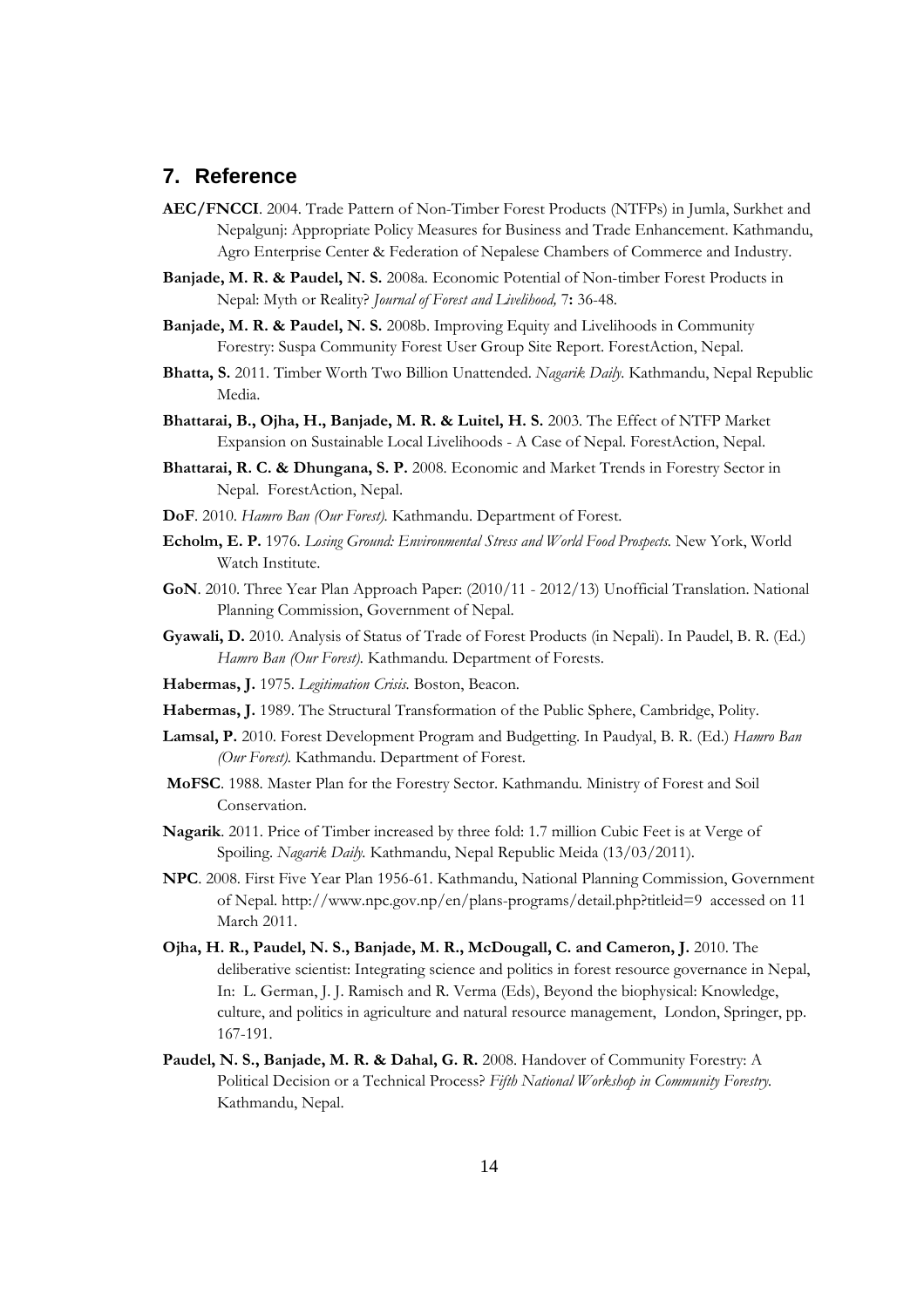## 7. Reference

**AEC/FNCCI**. 2004. Trade Pattern of Non-Timber Forest Products (NTFPs) in Jumla, Surkhet and Nepalgunj: Appropriate Policy Measures for Business and Trade Enhancement. Kathmandu, Agro Enterprise Center & Federation of Nepalese Chambers of Commerce and Industry.

**Banjade, M. R. & Paudel, N. S.** 2008a. Economic Potential of Non-timber Forest Products in Nepal: Myth or Reality? *Journal of Forest and Livelihood,* 7**:** 36-48.

**Banjade, M. R. & Paudel, N. S.** 2008b. Improving Equity and Livelihoods in Community Forestry: Suspa Community Forest User Group Site Report. ForestAction, Nepal.

**Bhatta, S.** 2011. Timber Worth Two Billion Unattended. *Nagarik Daily.* Kathmandu, Nepal Republic Media.

**Bhattarai, B., Ojha, H., Banjade, M. R. & Luitel, H. S.** 2003. The Effect of NTFP Market Expansion on Sustainable Local Livelihoods - A Case of Nepal. ForestAction, Nepal.

**Bhattarai, R. C. & Dhungana, S. P.** 2008. Economic and Market Trends in Forestry Sector in Nepal. ForestAction, Nepal.

**DoF**. 2010. *Hamro Ban (Our Forest).* Kathmandu. Department of Forest.

**Echolm, E. P.** 1976. *Losing Ground: Environmental Stress and World Food Prospects.* New York, World Watch Institute.

**GoN**. 2010. Three Year Plan Approach Paper: (2010/11 - 2012/13) Unofficial Translation. National Planning Commission, Government of Nepal.

**Gyawali, D.** 2010. Analysis of Status of Trade of Forest Products (in Nepali). In Paudel, B. R. (Ed.) *Hamro Ban (Our Forest).* Kathmandu. Department of Forests.

**Habermas, J.** 1975. *Legitimation Crisis.* Boston, Beacon.

**Habermas, J.** 1989. The Structural Transformation of the Public Sphere, Cambridge, Polity.

**Lamsal, P.** 2010. Forest Development Program and Budgetting. In Paudyal, B. R. (Ed.) *Hamro Ban (Our Forest).* Kathmandu. Department of Forest.

**MoFSC**. 1988. Master Plan for the Forestry Sector. Kathmandu. Ministry of Forest and Soil Conservation.

**Nagarik**. 2011. Price of Timber increased by three fold: 1.7 million Cubic Feet is at Verge of Spoiling. *Nagarik Daily.* Kathmandu, Nepal Republic Meida (13/03/2011).

**NPC**. 2008. First Five Year Plan 1956-61. Kathmandu, National Planning Commission, Government of Nepal. http://www.npc.gov.np/en/plans-programs/detail.php?titleid=9 accessed on 11 March 2011.

**Ojha, H. R., Paudel, N. S., Banjade, M. R., McDougall, C. and Cameron, J.** 2010. The deliberative scientist: Integrating science and politics in forest resource governance in Nepal, In: L. German, J. J. Ramisch and R. Verma (Eds), Beyond the biophysical: Knowledge, culture, and politics in agriculture and natural resource management, London, Springer, pp. 167-191.

**Paudel, N. S., Banjade, M. R. & Dahal, G. R.** 2008. Handover of Community Forestry: A Political Decision or a Technical Process? *Fifth National Workshop in Community Forestry.* Kathmandu, Nepal.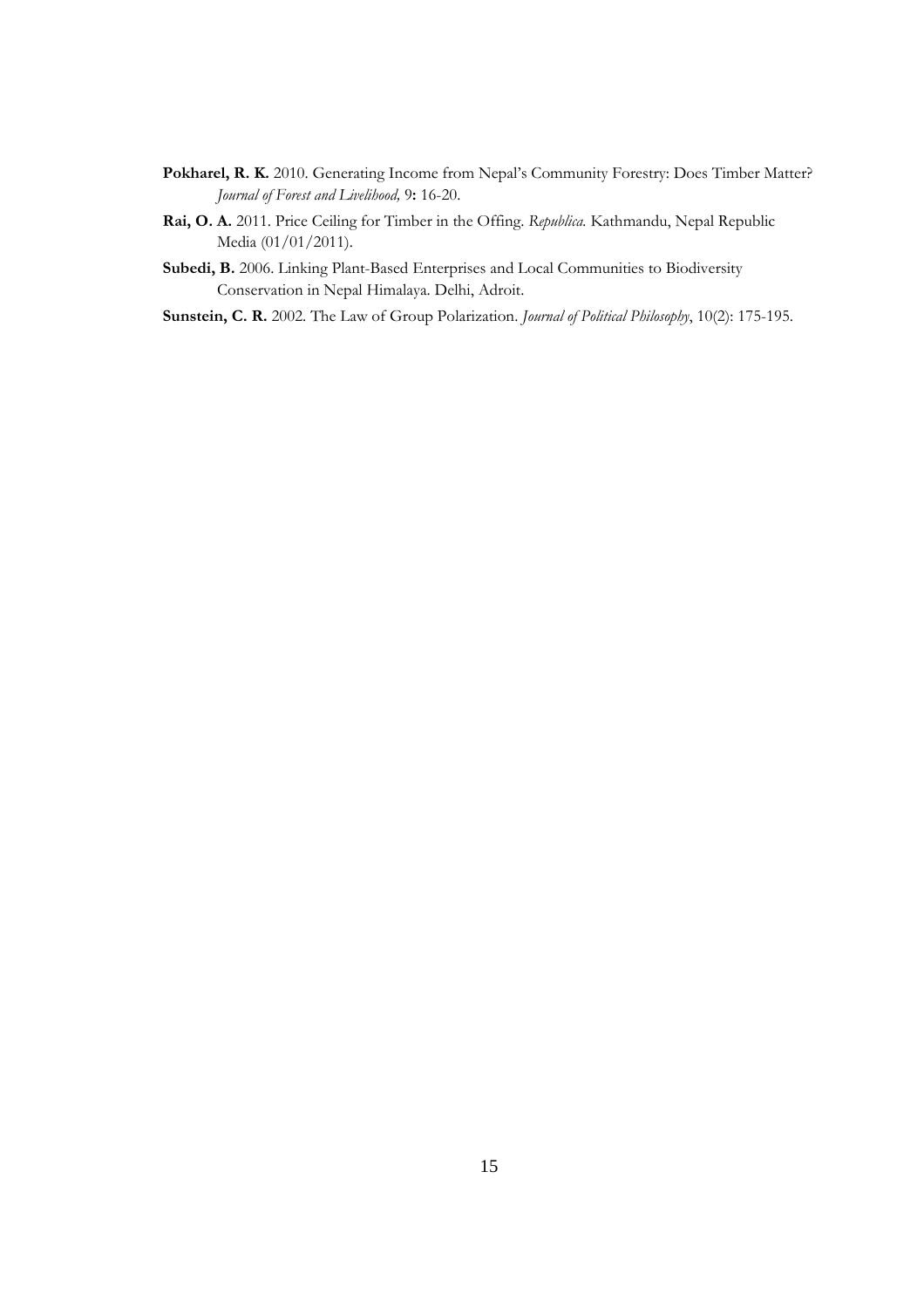**Pokharel, R. K.** 2010. Generating Income from Nepal's Community Forestry: Does Timber Matter? *Journal of Forest and Livelihood,* 9**:** 16-20.

**Rai, O. A.** 2011. Price Ceiling for Timber in the Offing. *Republica.* Kathmandu, Nepal Republic Media (01/01/2011).

**Subedi, B.** 2006. Linking Plant-Based Enterprises and Local Communities to Biodiversity Conservation in Nepal Himalaya. Delhi, Adroit.

**Sunstein, C. R.** 2002. The Law of Group Polarization. *Journal of Political Philosophy*, 10(2): 175-195.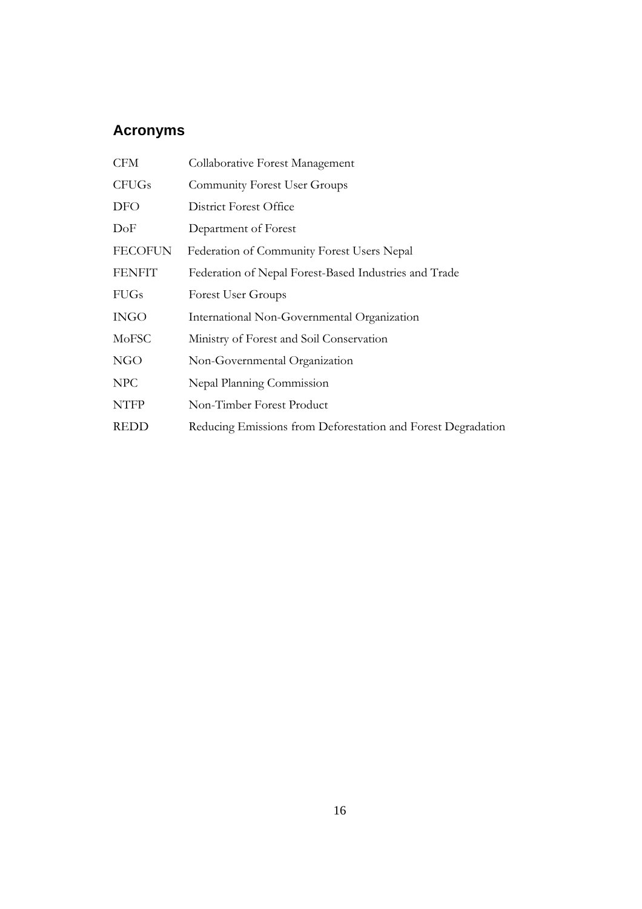## Acronyms

| | |
|---|---|
| CFM | Collaborative Forest Management |
| CFUGs | Community Forest User Groups |
| DFO | District Forest Office |
| DoF | Department of Forest |
| FECOFUN | Federation of Community Forest Users Nepal |
| FENFIT | Federation of Nepal Forest-Based Industries and Trade |
| FUGs | Forest User Groups |
| INGO | International Non-Governmental Organization |
| MoFSC | Ministry of Forest and Soil Conservation |
| NGO | Non-Governmental Organization |
| NPC | Nepal Planning Commission |
| NTFP | Non-Timber Forest Product |
| REDD | Reducing Emissions from Deforestation and Forest Degradation |